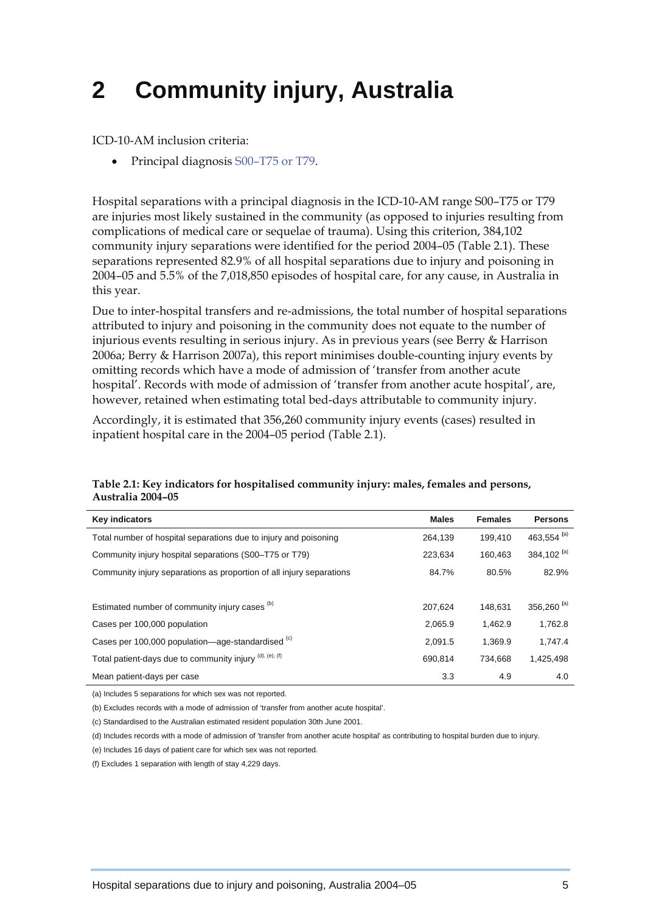# 2 Community injury, Australia

ICD-10-AM inclusion criteria:

- Principal diagnosis S00–T75 or T79.

Hospital separations with a principal diagnosis in the ICD-10-AM range S00–T75 or T79 are injuries most likely sustained in the community (as opposed to injuries resulting from complications of medical care or sequelae of trauma). Using this criterion, 384,102 community injury separations were identified for the period 2004–05 (Table 2.1). These separations represented 82.9% of all hospital separations due to injury and poisoning in 2004–05 and 5.5% of the 7,018,850 episodes of hospital care, for any cause, in Australia in this year.

Due to inter-hospital transfers and re-admissions, the total number of hospital separations attributed to injury and poisoning in the community does not equate to the number of injurious events resulting in serious injury. As in previous years (see Berry & Harrison 2006a; Berry & Harrison 2007a), this report minimises double-counting injury events by omitting records which have a mode of admission of 'transfer from another acute hospital'. Records with mode of admission of 'transfer from another acute hospital', are, however, retained when estimating total bed-days attributable to community injury.

Accordingly, it is estimated that 356,260 community injury events (cases) resulted in inpatient hospital care in the 2004–05 period (Table 2.1).

**Table 2.1: Key indicators for hospitalised community injury: males, females and persons, Australia 2004–05**

| Key indicators | Males | Females | Persons |
|---|---|---|---|
| Total number of hospital separations due to injury and poisoning | 264,139 | 199,410 | 463,554 [(a)] |
| Community injury hospital separations (S00–T75 or T79) | 223,634 | 160,463 | 384,102 [(a)] |
| Community injury separations as proportion of all injury separations | 84.7% | 80.5% | 82.9% |
| | | | |
| Estimated number of community injury cases [(b)] | 207,624 | 148,631 | 356,260 [(a)] |
| Cases per 100,000 population | 2,065.9 | 1,462.9 | 1,762.8 |
| Cases per 100,000 population—age-standardised [(c)] | 2,091.5 | 1,369.9 | 1,747.4 |
| Total patient-days due to community injury [(d), (e), (f)] | 690,814 | 734,668 | 1,425,498 |
| Mean patient-days per case | 3.3 | 4.9 | 4.0 |

(a) Includes 5 separations for which sex was not reported.

(b) Excludes records with a mode of admission of 'transfer from another acute hospital'.

(c) Standardised to the Australian estimated resident population 30th June 2001.

(d) Includes records with a mode of admission of 'transfer from another acute hospital' as contributing to hospital burden due to injury.

(e) Includes 16 days of patient care for which sex was not reported.

(f) Excludes 1 separation with length of stay 4,229 days.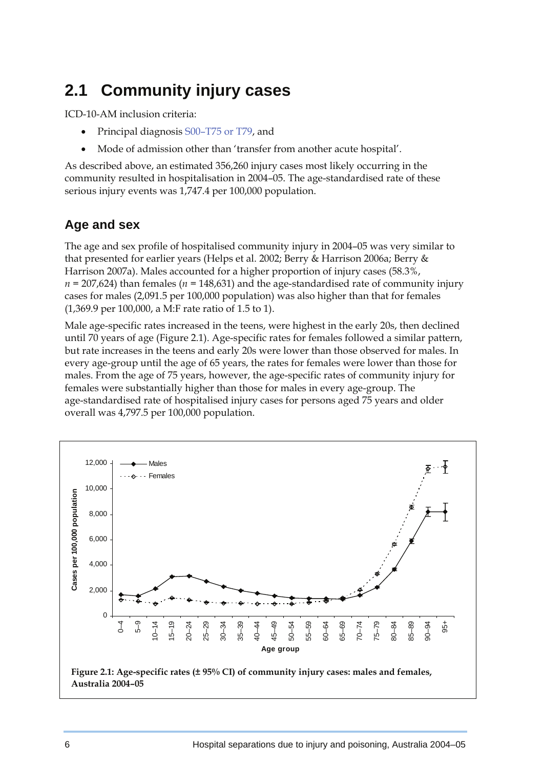## 2.1 Community injury cases

ICD-10-AM inclusion criteria:

- Principal diagnosis S00–T75 or T79, and
- Mode of admission other than 'transfer from another acute hospital'.

As described above, an estimated 356,260 injury cases most likely occurring in the community resulted in hospitalisation in 2004–05. The age-standardised rate of these serious injury events was 1,747.4 per 100,000 population.

### Age and sex

The age and sex profile of hospitalised community injury in 2004–05 was very similar to that presented for earlier years (Helps et al. 2002; Berry & Harrison 2006a; Berry & Harrison 2007a). Males accounted for a higher proportion of injury cases (58.3%, $n$ = 207,624) than females ($n$ = 148,631) and the age-standardised rate of community injury cases for males (2,091.5 per 100,000 population) was also higher than that for females (1,369.9 per 100,000, a M:F rate ratio of 1.5 to 1).

Male age-specific rates increased in the teens, were highest in the early 20s, then declined until 70 years of age (Figure 2.1). Age-specific rates for females followed a similar pattern, but rate increases in the teens and early 20s were lower than those observed for males. In every age-group until the age of 65 years, the rates for females were lower than those for males. From the age of 75 years, however, the age-specific rates of community injury for females were substantially higher than those for males in every age-group. The age-standardised rate of hospitalised injury cases for persons aged 75 years and older overall was 4,797.5 per 100,000 population.

**Figure 2.1: Age-specific rates (± 95% CI) of community injury cases: males and females, Australia 2004–05**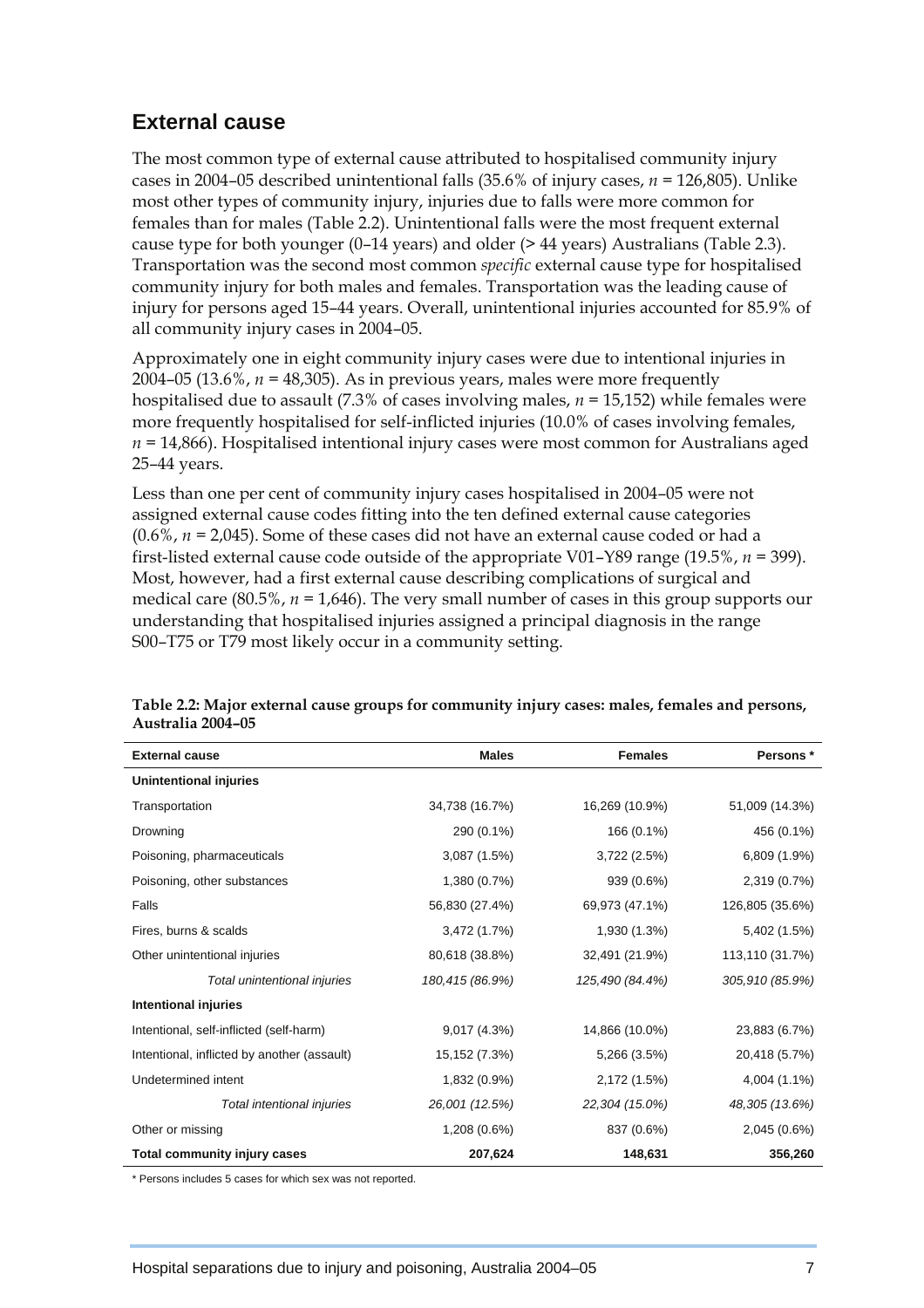## External cause

The most common type of external cause attributed to hospitalised community injury cases in 2004–05 described unintentional falls (35.6% of injury cases, *n* = 126,805). Unlike most other types of community injury, injuries due to falls were more common for females than for males (Table 2.2). Unintentional falls were the most frequent external cause type for both younger (0–14 years) and older (> 44 years) Australians (Table 2.3). Transportation was the second most common *specific* external cause type for hospitalised community injury for both males and females. Transportation was the leading cause of injury for persons aged 15–44 years. Overall, unintentional injuries accounted for 85.9% of all community injury cases in 2004–05.

Approximately one in eight community injury cases were due to intentional injuries in 2004–05 (13.6%, *n* = 48,305). As in previous years, males were more frequently hospitalised due to assault (7.3% of cases involving males, *n* = 15,152) while females were more frequently hospitalised for self-inflicted injuries (10.0% of cases involving females, *n* = 14,866). Hospitalised intentional injury cases were most common for Australians aged 25–44 years.

Less than one per cent of community injury cases hospitalised in 2004–05 were not assigned external cause codes fitting into the ten defined external cause categories (0.6%, *n* = 2,045). Some of these cases did not have an external cause coded or had a first-listed external cause code outside of the appropriate V01–Y89 range (19.5%, *n* = 399). Most, however, had a first external cause describing complications of surgical and medical care (80.5%, *n* = 1,646). The very small number of cases in this group supports our understanding that hospitalised injuries assigned a principal diagnosis in the range S00–T75 or T79 most likely occur in a community setting.

**Table 2.2: Major external cause groups for community injury cases: males, females and persons, Australia 2004–05**

| External cause | Males | Females | Persons * |
|---|---|---|---|
| **Unintentional injuries** | | | |
| Transportation | 34,738 (16.7%) | 16,269 (10.9%) | 51,009 (14.3%) |
| Drowning | 290 (0.1%) | 166 (0.1%) | 456 (0.1%) |
| Poisoning, pharmaceuticals | 3,087 (1.5%) | 3,722 (2.5%) | 6,809 (1.9%) |
| Poisoning, other substances | 1,380 (0.7%) | 939 (0.6%) | 2,319 (0.7%) |
| Falls | 56,830 (27.4%) | 69,973 (47.1%) | 126,805 (35.6%) |
| Fires, burns & scalds | 3,472 (1.7%) | 1,930 (1.3%) | 5,402 (1.5%) |
| Other unintentional injuries | 80,618 (38.8%) | 32,491 (21.9%) | 113,110 (31.7%) |
| *Total unintentional injuries* | *180,415 (86.9%)* | *125,490 (84.4%)* | *305,910 (85.9%)* |
| **Intentional injuries** | | | |
| Intentional, self-inflicted (self-harm) | 9,017 (4.3%) | 14,866 (10.0%) | 23,883 (6.7%) |
| Intentional, inflicted by another (assault) | 15,152 (7.3%) | 5,266 (3.5%) | 20,418 (5.7%) |
| Undetermined intent | 1,832 (0.9%) | 2,172 (1.5%) | 4,004 (1.1%) |
| *Total intentional injuries* | *26,001 (12.5%)* | *22,304 (15.0%)* | *48,305 (13.6%)* |
| Other or missing | 1,208 (0.6%) | 837 (0.6%) | 2,045 (0.6%) |
| **Total community injury cases** | **207,624** | **148,631** | **356,260** |

* Persons includes 5 cases for which sex was not reported.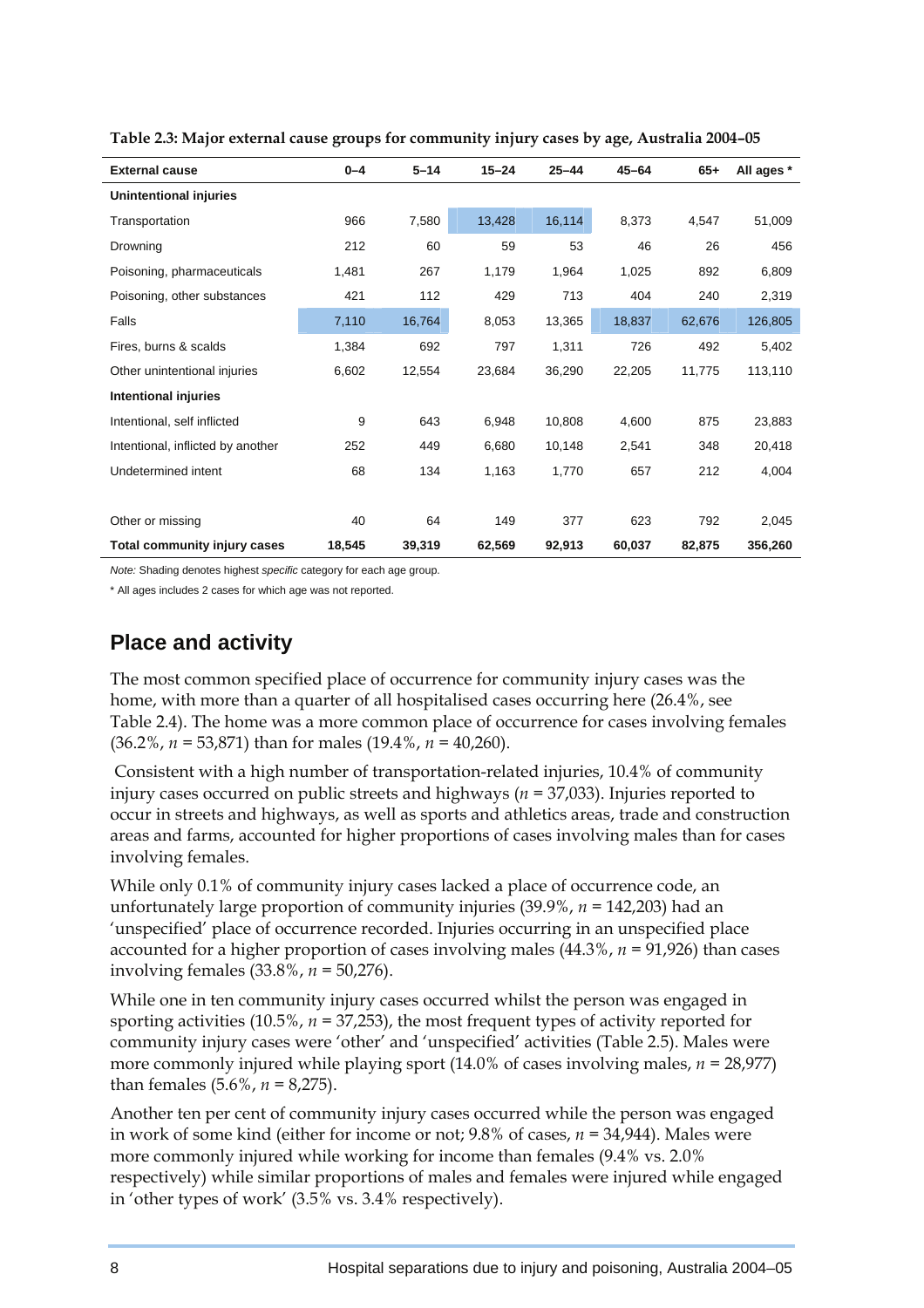**Table 2.3: Major external cause groups for community injury cases by age, Australia 2004–05**

| External cause | 0–4 | 5–14 | 15–24 | 25–44 | 45–64 | 65+ | All ages * |
|---|---|---|---|---|---|---|---|
| **Unintentional injuries** | | | | | | | |
| Transportation | 966 | 7,580 | 13,428 | 16,114 | 8,373 | 4,547 | 51,009 |
| Drowning | 212 | 60 | 59 | 53 | 46 | 26 | 456 |
| Poisoning, pharmaceuticals | 1,481 | 267 | 1,179 | 1,964 | 1,025 | 892 | 6,809 |
| Poisoning, other substances | 421 | 112 | 429 | 713 | 404 | 240 | 2,319 |
| Falls | 7,110 | 16,764 | 8,053 | 13,365 | 18,837 | 62,676 | 126,805 |
| Fires, burns & scalds | 1,384 | 692 | 797 | 1,311 | 726 | 492 | 5,402 |
| Other unintentional injuries | 6,602 | 12,554 | 23,684 | 36,290 | 22,205 | 11,775 | 113,110 |
| **Intentional injuries** | | | | | | | |
| Intentional, self inflicted | 9 | 643 | 6,948 | 10,808 | 4,600 | 875 | 23,883 |
| Intentional, inflicted by another | 252 | 449 | 6,680 | 10,148 | 2,541 | 348 | 20,418 |
| Undetermined intent | 68 | 134 | 1,163 | 1,770 | 657 | 212 | 4,004 |
| Other or missing | 40 | 64 | 149 | 377 | 623 | 792 | 2,045 |
| **Total community injury cases** | **18,545** | **39,319** | **62,569** | **92,913** | **60,037** | **82,875** | **356,260** |

*Note:* Shading denotes highest *specific* category for each age group.

* All ages includes 2 cases for which age was not reported.

## Place and activity

The most common specified place of occurrence for community injury cases was the home, with more than a quarter of all hospitalised cases occurring here (26.4%, see Table 2.4). The home was a more common place of occurrence for cases involving females (36.2%, $n$ = 53,871) than for males (19.4%, $n$ = 40,260).

Consistent with a high number of transportation-related injuries, 10.4% of community injury cases occurred on public streets and highways ($n$ = 37,033). Injuries reported to occur in streets and highways, as well as sports and athletics areas, trade and construction areas and farms, accounted for higher proportions of cases involving males than for cases involving females.

While only 0.1% of community injury cases lacked a place of occurrence code, an unfortunately large proportion of community injuries (39.9%, $n$ = 142,203) had an 'unspecified' place of occurrence recorded. Injuries occurring in an unspecified place accounted for a higher proportion of cases involving males (44.3%, $n$ = 91,926) than cases involving females (33.8%, $n$ = 50,276).

While one in ten community injury cases occurred whilst the person was engaged in sporting activities (10.5%, $n$ = 37,253), the most frequent types of activity reported for community injury cases were 'other' and 'unspecified' activities (Table 2.5). Males were more commonly injured while playing sport (14.0% of cases involving males, $n$ = 28,977) than females (5.6%, $n$ = 8,275).

Another ten per cent of community injury cases occurred while the person was engaged in work of some kind (either for income or not; 9.8% of cases, $n$ = 34,944). Males were more commonly injured while working for income than females (9.4% vs. 2.0% respectively) while similar proportions of males and females were injured while engaged in 'other types of work' (3.5% vs. 3.4% respectively).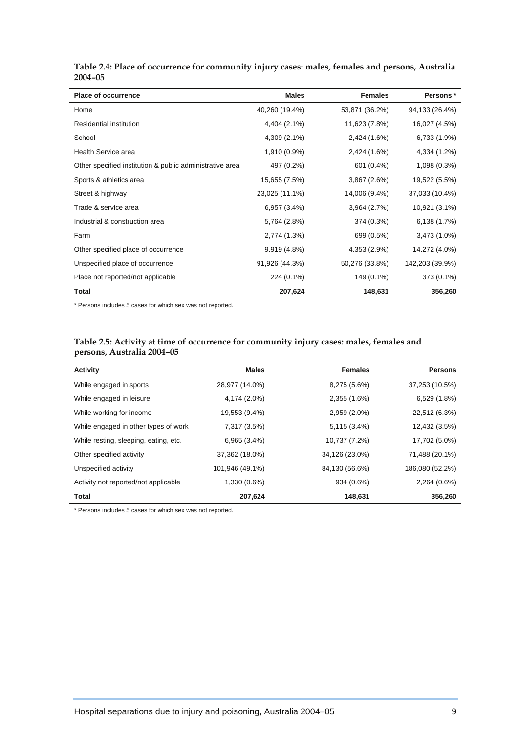**Table 2.4: Place of occurrence for community injury cases: males, females and persons, Australia 2004–05**

| Place of occurrence | Males | Females | Persons * |
|---|---|---|---|
| Home | 40,260 (19.4%) | 53,871 (36.2%) | 94,133 (26.4%) |
| Residential institution | 4,404 (2.1%) | 11,623 (7.8%) | 16,027 (4.5%) |
| School | 4,309 (2.1%) | 2,424 (1.6%) | 6,733 (1.9%) |
| Health Service area | 1,910 (0.9%) | 2,424 (1.6%) | 4,334 (1.2%) |
| Other specified institution & public administrative area | 497 (0.2%) | 601 (0.4%) | 1,098 (0.3%) |
| Sports & athletics area | 15,655 (7.5%) | 3,867 (2.6%) | 19,522 (5.5%) |
| Street & highway | 23,025 (11.1%) | 14,006 (9.4%) | 37,033 (10.4%) |
| Trade & service area | 6,957 (3.4%) | 3,964 (2.7%) | 10,921 (3.1%) |
| Industrial & construction area | 5,764 (2.8%) | 374 (0.3%) | 6,138 (1.7%) |
| Farm | 2,774 (1.3%) | 699 (0.5%) | 3,473 (1.0%) |
| Other specified place of occurrence | 9,919 (4.8%) | 4,353 (2.9%) | 14,272 (4.0%) |
| Unspecified place of occurrence | 91,926 (44.3%) | 50,276 (33.8%) | 142,203 (39.9%) |
| Place not reported/not applicable | 224 (0.1%) | 149 (0.1%) | 373 (0.1%) |
| **Total** | **207,624** | **148,631** | **356,260** |

\* Persons includes 5 cases for which sex was not reported.

**Table 2.5: Activity at time of occurrence for community injury cases: males, females and persons, Australia 2004–05**

| Activity | Males | Females | Persons |
|---|---|---|---|
| While engaged in sports | 28,977 (14.0%) | 8,275 (5.6%) | 37,253 (10.5%) |
| While engaged in leisure | 4,174 (2.0%) | 2,355 (1.6%) | 6,529 (1.8%) |
| While working for income | 19,553 (9.4%) | 2,959 (2.0%) | 22,512 (6.3%) |
| While engaged in other types of work | 7,317 (3.5%) | 5,115 (3.4%) | 12,432 (3.5%) |
| While resting, sleeping, eating, etc. | 6,965 (3.4%) | 10,737 (7.2%) | 17,702 (5.0%) |
| Other specified activity | 37,362 (18.0%) | 34,126 (23.0%) | 71,488 (20.1%) |
| Unspecified activity | 101,946 (49.1%) | 84,130 (56.6%) | 186,080 (52.2%) |
| Activity not reported/not applicable | 1,330 (0.6%) | 934 (0.6%) | 2,264 (0.6%) |
| **Total** | **207,624** | **148,631** | **356,260** |

\* Persons includes 5 cases for which sex was not reported.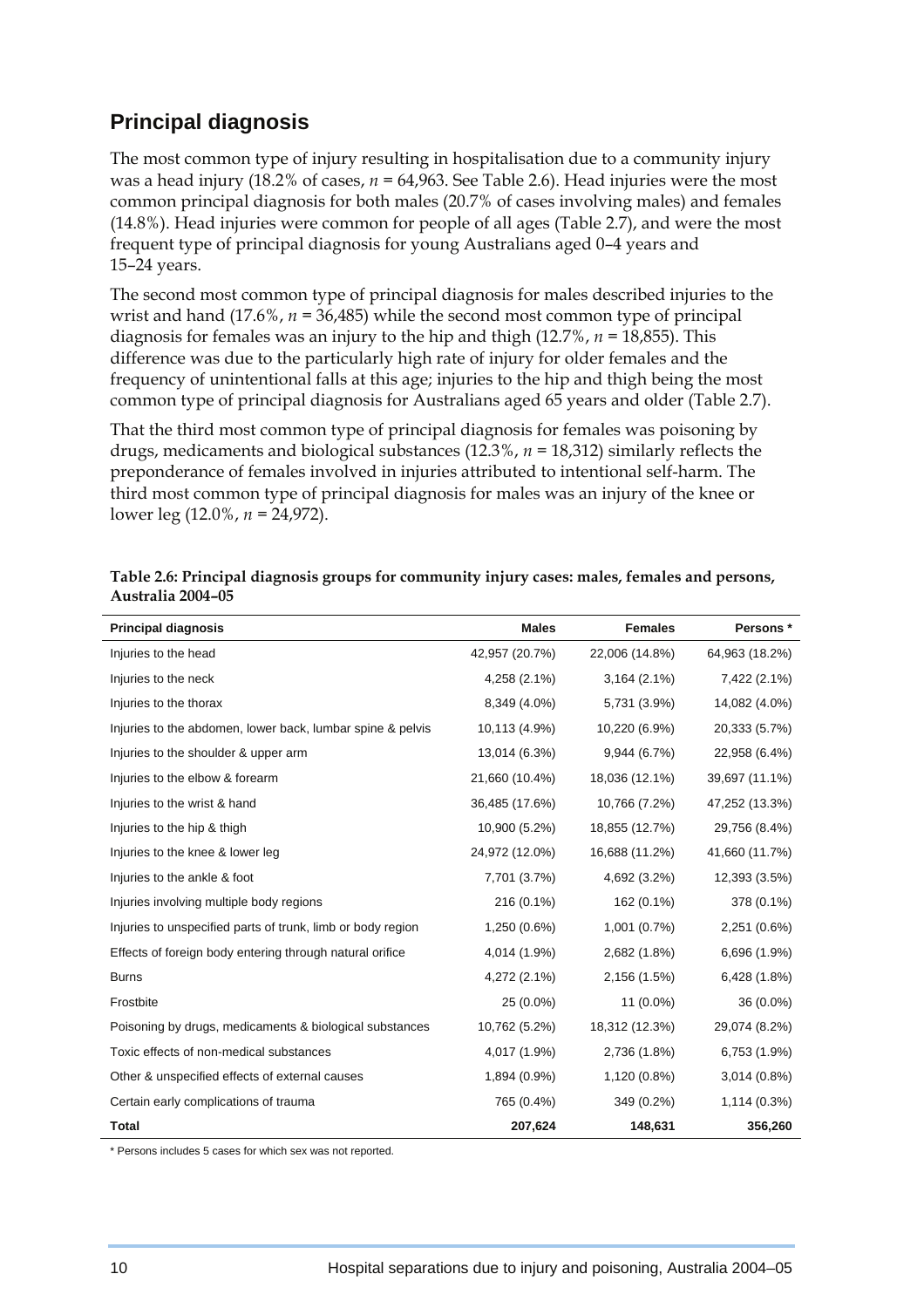## Principal diagnosis

The most common type of injury resulting in hospitalisation due to a community injury was a head injury (18.2% of cases, $n$ = 64,963. See Table 2.6). Head injuries were the most common principal diagnosis for both males (20.7% of cases involving males) and females (14.8%). Head injuries were common for people of all ages (Table 2.7), and were the most frequent type of principal diagnosis for young Australians aged 0–4 years and 15–24 years.

The second most common type of principal diagnosis for males described injuries to the wrist and hand (17.6%, $n$ = 36,485) while the second most common type of principal diagnosis for females was an injury to the hip and thigh (12.7%, $n$ = 18,855). This difference was due to the particularly high rate of injury for older females and the frequency of unintentional falls at this age; injuries to the hip and thigh being the most common type of principal diagnosis for Australians aged 65 years and older (Table 2.7).

That the third most common type of principal diagnosis for females was poisoning by drugs, medicaments and biological substances (12.3%, $n$ = 18,312) similarly reflects the preponderance of females involved in injuries attributed to intentional self-harm. The third most common type of principal diagnosis for males was an injury of the knee or lower leg (12.0%, $n$ = 24,972).

**Table 2.6: Principal diagnosis groups for community injury cases: males, females and persons, Australia 2004–05**

| Principal diagnosis | Males | Females | Persons * |
|---|---|---|---|
| Injuries to the head | 42,957 (20.7%) | 22,006 (14.8%) | 64,963 (18.2%) |
| Injuries to the neck | 4,258 (2.1%) | 3,164 (2.1%) | 7,422 (2.1%) |
| Injuries to the thorax | 8,349 (4.0%) | 5,731 (3.9%) | 14,082 (4.0%) |
| Injuries to the abdomen, lower back, lumbar spine & pelvis | 10,113 (4.9%) | 10,220 (6.9%) | 20,333 (5.7%) |
| Injuries to the shoulder & upper arm | 13,014 (6.3%) | 9,944 (6.7%) | 22,958 (6.4%) |
| Injuries to the elbow & forearm | 21,660 (10.4%) | 18,036 (12.1%) | 39,697 (11.1%) |
| Injuries to the wrist & hand | 36,485 (17.6%) | 10,766 (7.2%) | 47,252 (13.3%) |
| Injuries to the hip & thigh | 10,900 (5.2%) | 18,855 (12.7%) | 29,756 (8.4%) |
| Injuries to the knee & lower leg | 24,972 (12.0%) | 16,688 (11.2%) | 41,660 (11.7%) |
| Injuries to the ankle & foot | 7,701 (3.7%) | 4,692 (3.2%) | 12,393 (3.5%) |
| Injuries involving multiple body regions | 216 (0.1%) | 162 (0.1%) | 378 (0.1%) |
| Injuries to unspecified parts of trunk, limb or body region | 1,250 (0.6%) | 1,001 (0.7%) | 2,251 (0.6%) |
| Effects of foreign body entering through natural orifice | 4,014 (1.9%) | 2,682 (1.8%) | 6,696 (1.9%) |
| Burns | 4,272 (2.1%) | 2,156 (1.5%) | 6,428 (1.8%) |
| Frostbite | 25 (0.0%) | 11 (0.0%) | 36 (0.0%) |
| Poisoning by drugs, medicaments & biological substances | 10,762 (5.2%) | 18,312 (12.3%) | 29,074 (8.2%) |
| Toxic effects of non-medical substances | 4,017 (1.9%) | 2,736 (1.8%) | 6,753 (1.9%) |
| Other & unspecified effects of external causes | 1,894 (0.9%) | 1,120 (0.8%) | 3,014 (0.8%) |
| Certain early complications of trauma | 765 (0.4%) | 349 (0.2%) | 1,114 (0.3%) |
| **Total** | **207,624** | **148,631** | **356,260** |

\* Persons includes 5 cases for which sex was not reported.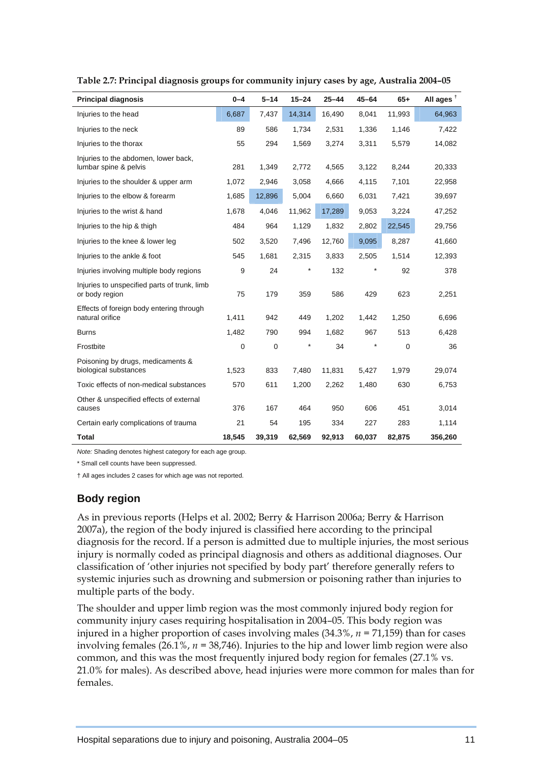**Table 2.7: Principal diagnosis groups for community injury cases by age, Australia 2004–05**

| Principal diagnosis | 0–4 | 5–14 | 15–24 | 25–44 | 45–64 | 65+ | All ages † |
|---|---|---|---|---|---|---|---|
| Injuries to the head | 6,687 | 7,437 | 14,314 | 16,490 | 8,041 | 11,993 | 64,963 |
| Injuries to the neck | 89 | 586 | 1,734 | 2,531 | 1,336 | 1,146 | 7,422 |
| Injuries to the thorax | 55 | 294 | 1,569 | 3,274 | 3,311 | 5,579 | 14,082 |
| Injuries to the abdomen, lower back, lumbar spine & pelvis | 281 | 1,349 | 2,772 | 4,565 | 3,122 | 8,244 | 20,333 |
| Injuries to the shoulder & upper arm | 1,072 | 2,946 | 3,058 | 4,666 | 4,115 | 7,101 | 22,958 |
| Injuries to the elbow & forearm | 1,685 | 12,896 | 5,004 | 6,660 | 6,031 | 7,421 | 39,697 |
| Injuries to the wrist & hand | 1,678 | 4,046 | 11,962 | 17,289 | 9,053 | 3,224 | 47,252 |
| Injuries to the hip & thigh | 484 | 964 | 1,129 | 1,832 | 2,802 | 22,545 | 29,756 |
| Injuries to the knee & lower leg | 502 | 3,520 | 7,496 | 12,760 | 9,095 | 8,287 | 41,660 |
| Injuries to the ankle & foot | 545 | 1,681 | 2,315 | 3,833 | 2,505 | 1,514 | 12,393 |
| Injuries involving multiple body regions | 9 | 24 | * | 132 | * | 92 | 378 |
| Injuries to unspecified parts of trunk, limb or body region | 75 | 179 | 359 | 586 | 429 | 623 | 2,251 |
| Effects of foreign body entering through natural orifice | 1,411 | 942 | 449 | 1,202 | 1,442 | 1,250 | 6,696 |
| Burns | 1,482 | 790 | 994 | 1,682 | 967 | 513 | 6,428 |
| Frostbite | 0 | 0 | * | 34 | * | 0 | 36 |
| Poisoning by drugs, medicaments & biological substances | 1,523 | 833 | 7,480 | 11,831 | 5,427 | 1,979 | 29,074 |
| Toxic effects of non-medical substances | 570 | 611 | 1,200 | 2,262 | 1,480 | 630 | 6,753 |
| Other & unspecified effects of external causes | 376 | 167 | 464 | 950 | 606 | 451 | 3,014 |
| Certain early complications of trauma | 21 | 54 | 195 | 334 | 227 | 283 | 1,114 |
| **Total** | **18,545** | **39,319** | **62,569** | **92,913** | **60,037** | **82,875** | **356,260** |

*Note:* Shading denotes highest category for each age group.

\* Small cell counts have been suppressed.

† All ages includes 2 cases for which age was not reported.

## Body region

As in previous reports (Helps et al. 2002; Berry & Harrison 2006a; Berry & Harrison 2007a), the region of the body injured is classified here according to the principal diagnosis for the record. If a person is admitted due to multiple injuries, the most serious injury is normally coded as principal diagnosis and others as additional diagnoses. Our classification of 'other injuries not specified by body part' therefore generally refers to systemic injuries such as drowning and submersion or poisoning rather than injuries to multiple parts of the body.

The shoulder and upper limb region was the most commonly injured body region for community injury cases requiring hospitalisation in 2004–05. This body region was injured in a higher proportion of cases involving males (34.3%, $n$ = 71,159) than for cases involving females (26.1%, $n$ = 38,746). Injuries to the hip and lower limb region were also common, and this was the most frequently injured body region for females (27.1% vs. 21.0% for males). As described above, head injuries were more common for males than for females.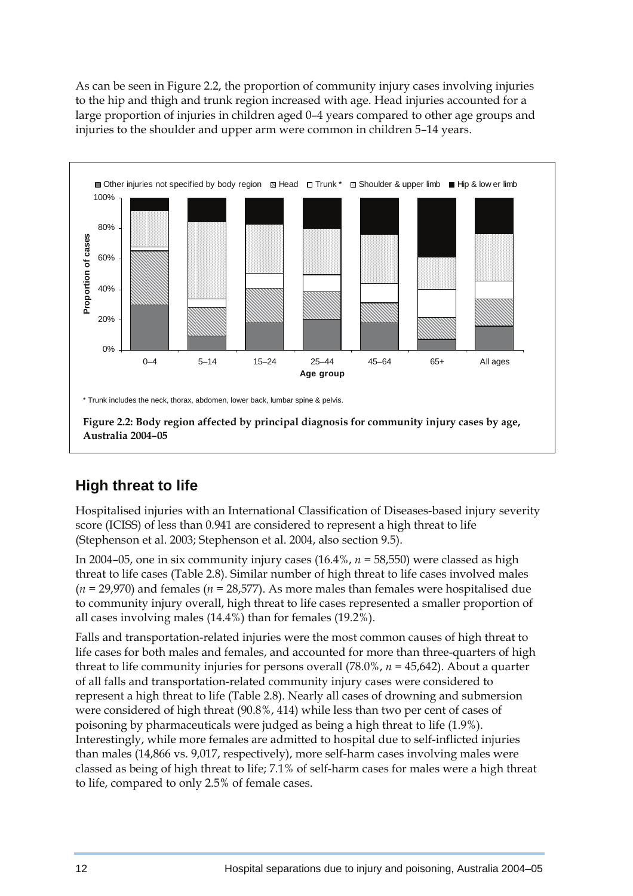As can be seen in Figure 2.2, the proportion of community injury cases involving injuries to the hip and thigh and trunk region increased with age. Head injuries accounted for a large proportion of injuries in children aged 0–4 years compared to other age groups and injuries to the shoulder and upper arm were common in children 5–14 years.

\* Trunk includes the neck, thorax, abdomen, lower back, lumbar spine & pelvis.

**Figure 2.2: Body region affected by principal diagnosis for community injury cases by age, Australia 2004–05**

## High threat to life

Hospitalised injuries with an International Classification of Diseases-based injury severity score (ICISS) of less than 0.941 are considered to represent a high threat to life (Stephenson et al. 2003; Stephenson et al. 2004, also section 9.5).

In 2004–05, one in six community injury cases (16.4%, $n$ = 58,550) were classed as high threat to life cases (Table 2.8). Similar number of high threat to life cases involved males ($n$ = 29,970) and females ($n$ = 28,577). As more males than females were hospitalised due to community injury overall, high threat to life cases represented a smaller proportion of all cases involving males (14.4%) than for females (19.2%).

Falls and transportation-related injuries were the most common causes of high threat to life cases for both males and females, and accounted for more than three-quarters of high threat to life community injuries for persons overall (78.0%, $n$ = 45,642). About a quarter of all falls and transportation-related community injury cases were considered to represent a high threat to life (Table 2.8). Nearly all cases of drowning and submersion were considered of high threat (90.8%, 414) while less than two per cent of cases of poisoning by pharmaceuticals were judged as being a high threat to life (1.9%). Interestingly, while more females are admitted to hospital due to self-inflicted injuries than males (14,866 vs. 9,017, respectively), more self-harm cases involving males were classed as being of high threat to life; 7.1% of self-harm cases for males were a high threat to life, compared to only 2.5% of female cases.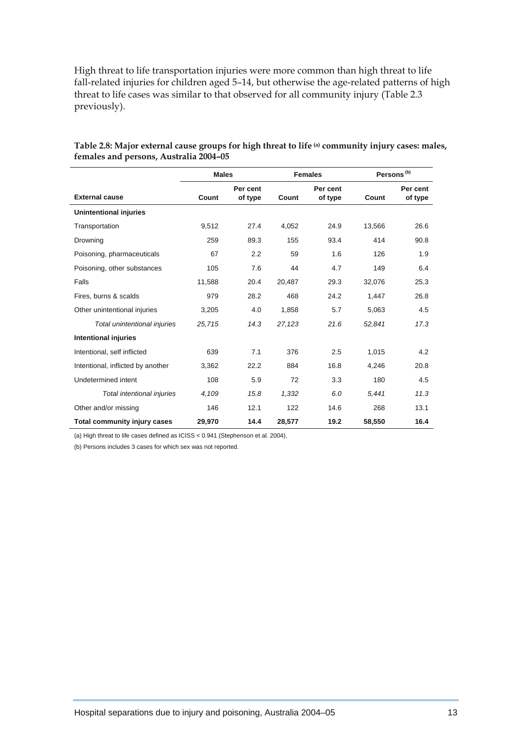High threat to life transportation injuries were more common than high threat to life fall-related injuries for children aged 5–14, but otherwise the age-related patterns of high threat to life cases was similar to that observed for all community injury (Table 2.3 previously).

**Table 2.8: Major external cause groups for high threat to life [(a)] community injury cases: males, females and persons, Australia 2004–05**

| | Males | | Females | | Persons [(b)] | |
|---|---|---|---|---|---|---|
| **External cause** | **Count** | **Per cent of type** | **Count** | **Per cent of type** | **Count** | **Per cent of type** |
| **Unintentional injuries** | | | | | | |
| Transportation | 9,512 | 27.4 | 4,052 | 24.9 | 13,566 | 26.6 |
| Drowning | 259 | 89.3 | 155 | 93.4 | 414 | 90.8 |
| Poisoning, pharmaceuticals | 67 | 2.2 | 59 | 1.6 | 126 | 1.9 |
| Poisoning, other substances | 105 | 7.6 | 44 | 4.7 | 149 | 6.4 |
| Falls | 11,588 | 20.4 | 20,487 | 29.3 | 32,076 | 25.3 |
| Fires, burns & scalds | 979 | 28.2 | 468 | 24.2 | 1,447 | 26.8 |
| Other unintentional injuries | 3,205 | 4.0 | 1,858 | 5.7 | 5,063 | 4.5 |
| *Total unintentional injuries* | *25,715* | *14.3* | *27,123* | *21.6* | *52,841* | *17.3* |
| **Intentional injuries** | | | | | | |
| Intentional, self inflicted | 639 | 7.1 | 376 | 2.5 | 1,015 | 4.2 |
| Intentional, inflicted by another | 3,362 | 22.2 | 884 | 16.8 | 4,246 | 20.8 |
| Undetermined intent | 108 | 5.9 | 72 | 3.3 | 180 | 4.5 |
| *Total intentional injuries* | *4,109* | *15.8* | *1,332* | *6.0* | *5,441* | *11.3* |
| Other and/or missing | 146 | 12.1 | 122 | 14.6 | 268 | 13.1 |
| **Total community injury cases** | **29,970** | **14.4** | **28,577** | **19.2** | **58,550** | **16.4** |

(a) High threat to life cases defined as ICISS < 0.941 (Stephenson et al. 2004).

(b) Persons includes 3 cases for which sex was not reported.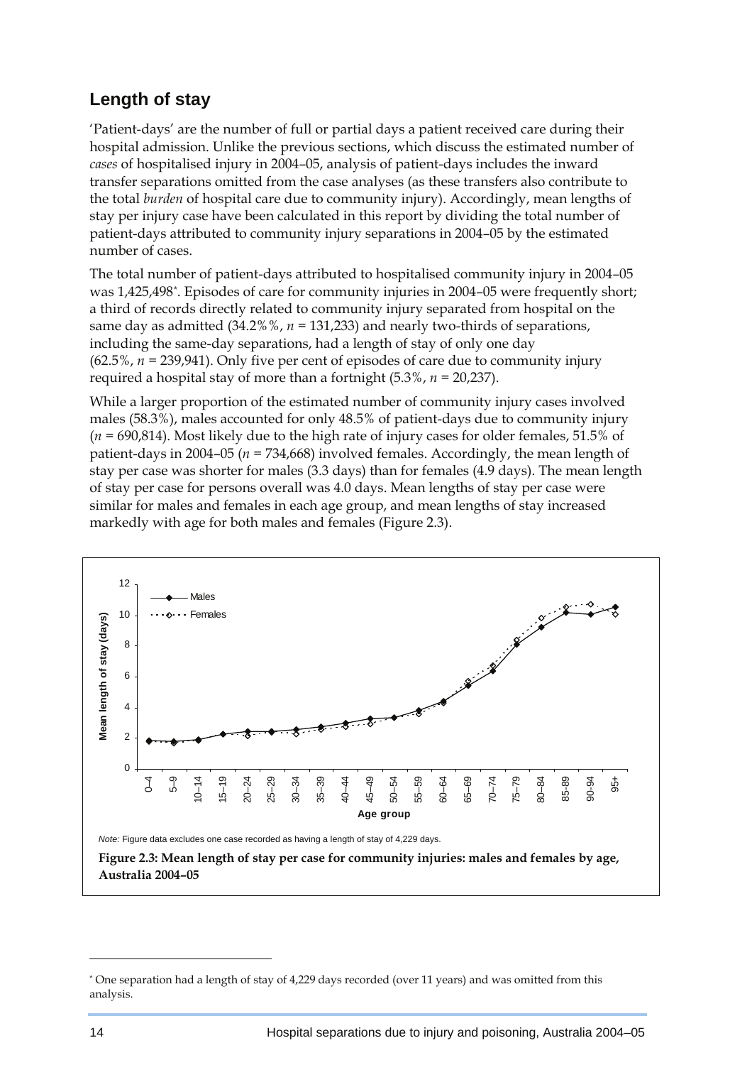## Length of stay

'Patient-days' are the number of full or partial days a patient received care during their hospital admission. Unlike the previous sections, which discuss the estimated number of *cases* of hospitalised injury in 2004–05, analysis of patient-days includes the inward transfer separations omitted from the case analyses (as these transfers also contribute to the total *burden* of hospital care due to community injury). Accordingly, mean lengths of stay per injury case have been calculated in this report by dividing the total number of patient-days attributed to community injury separations in 2004–05 by the estimated number of cases.

The total number of patient-days attributed to hospitalised community injury in 2004–05 was 1,425,498[*]. Episodes of care for community injuries in 2004–05 were frequently short; a third of records directly related to community injury separated from hospital on the same day as admitted (34.2%%, *n* = 131,233) and nearly two-thirds of separations, including the same-day separations, had a length of stay of only one day (62.5%, *n* = 239,941). Only five per cent of episodes of care due to community injury required a hospital stay of more than a fortnight (5.3%, *n* = 20,237).

While a larger proportion of the estimated number of community injury cases involved males (58.3%), males accounted for only 48.5% of patient-days due to community injury (*n* = 690,814). Most likely due to the high rate of injury cases for older females, 51.5% of patient-days in 2004–05 (*n* = 734,668) involved females. Accordingly, the mean length of stay per case was shorter for males (3.3 days) than for females (4.9 days). The mean length of stay per case for persons overall was 4.0 days. Mean lengths of stay per case were similar for males and females in each age group, and mean lengths of stay increased markedly with age for both males and females (Figure 2.3).

*Note:* Figure data excludes one case recorded as having a length of stay of 4,229 days.

**Figure 2.3: Mean length of stay per case for community injuries: males and females by age, Australia 2004–05**

[*] One separation had a length of stay of 4,229 days recorded (over 11 years) and was omitted from this analysis.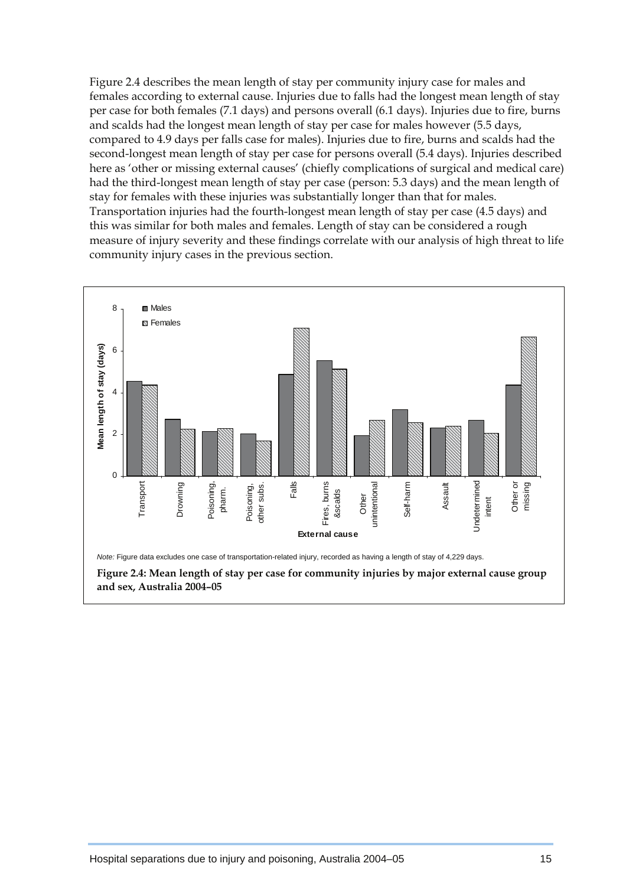Figure 2.4 describes the mean length of stay per community injury case for males and females according to external cause. Injuries due to falls had the longest mean length of stay per case for both females (7.1 days) and persons overall (6.1 days). Injuries due to fire, burns and scalds had the longest mean length of stay per case for males however (5.5 days, compared to 4.9 days per falls case for males). Injuries due to fire, burns and scalds had the second-longest mean length of stay per case for persons overall (5.4 days). Injuries described here as 'other or missing external causes' (chiefly complications of surgical and medical care) had the third-longest mean length of stay per case (person: 5.3 days) and the mean length of stay for females with these injuries was substantially longer than that for males. Transportation injuries had the fourth-longest mean length of stay per case (4.5 days) and this was similar for both males and females. Length of stay can be considered a rough measure of injury severity and these findings correlate with our analysis of high threat to life community injury cases in the previous section.

*Note:* Figure data excludes one case of transportation-related injury, recorded as having a length of stay of 4,229 days.

**Figure 2.4: Mean length of stay per case for community injuries by major external cause group and sex, Australia 2004–05**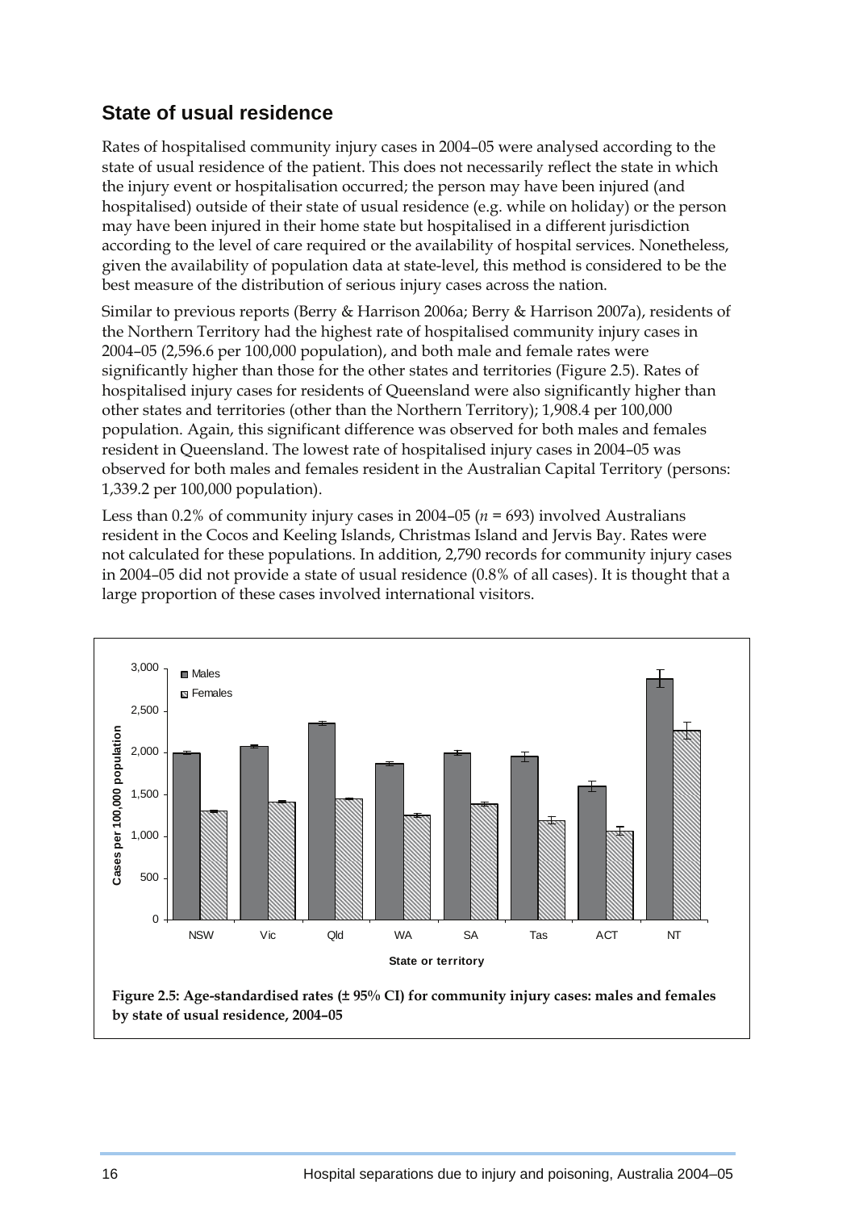## State of usual residence

Rates of hospitalised community injury cases in 2004–05 were analysed according to the state of usual residence of the patient. This does not necessarily reflect the state in which the injury event or hospitalisation occurred; the person may have been injured (and hospitalised) outside of their state of usual residence (e.g. while on holiday) or the person may have been injured in their home state but hospitalised in a different jurisdiction according to the level of care required or the availability of hospital services. Nonetheless, given the availability of population data at state-level, this method is considered to be the best measure of the distribution of serious injury cases across the nation.

Similar to previous reports (Berry & Harrison 2006a; Berry & Harrison 2007a), residents of the Northern Territory had the highest rate of hospitalised community injury cases in 2004–05 (2,596.6 per 100,000 population), and both male and female rates were significantly higher than those for the other states and territories (Figure 2.5). Rates of hospitalised injury cases for residents of Queensland were also significantly higher than other states and territories (other than the Northern Territory); 1,908.4 per 100,000 population. Again, this significant difference was observed for both males and females resident in Queensland. The lowest rate of hospitalised injury cases in 2004–05 was observed for both males and females resident in the Australian Capital Territory (persons: 1,339.2 per 100,000 population).

Less than 0.2% of community injury cases in 2004–05 (*n* = 693) involved Australians resident in the Cocos and Keeling Islands, Christmas Island and Jervis Bay. Rates were not calculated for these populations. In addition, 2,790 records for community injury cases in 2004–05 did not provide a state of usual residence (0.8% of all cases). It is thought that a large proportion of these cases involved international visitors.

**Figure 2.5: Age-standardised rates (± 95% CI) for community injury cases: males and females by state of usual residence, 2004–05**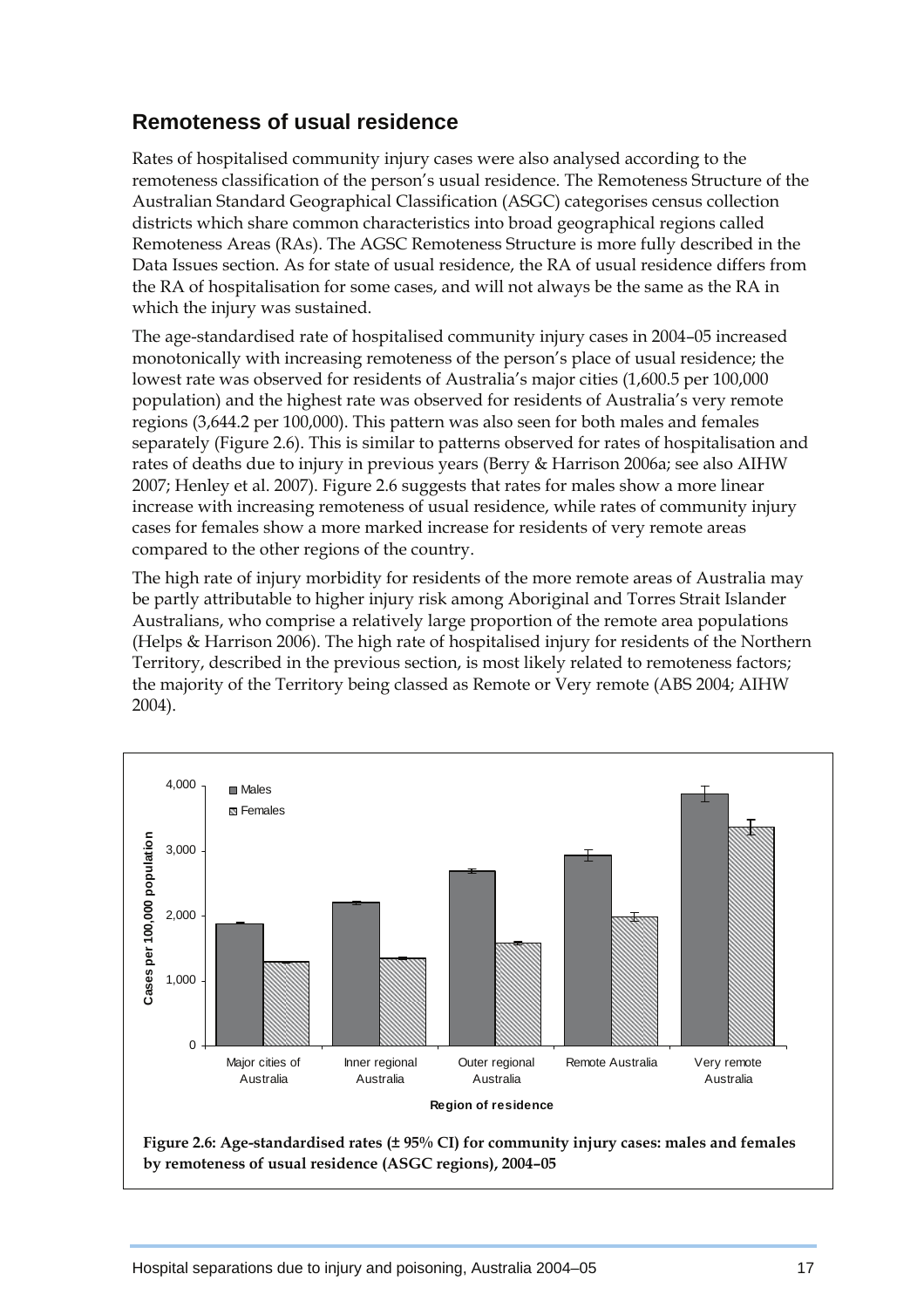## Remoteness of usual residence

Rates of hospitalised community injury cases were also analysed according to the remoteness classification of the person's usual residence. The Remoteness Structure of the Australian Standard Geographical Classification (ASGC) categorises census collection districts which share common characteristics into broad geographical regions called Remoteness Areas (RAs). The AGSC Remoteness Structure is more fully described in the Data Issues section. As for state of usual residence, the RA of usual residence differs from the RA of hospitalisation for some cases, and will not always be the same as the RA in which the injury was sustained.

The age-standardised rate of hospitalised community injury cases in 2004–05 increased monotonically with increasing remoteness of the person's place of usual residence; the lowest rate was observed for residents of Australia's major cities (1,600.5 per 100,000 population) and the highest rate was observed for residents of Australia's very remote regions (3,644.2 per 100,000). This pattern was also seen for both males and females separately (Figure 2.6). This is similar to patterns observed for rates of hospitalisation and rates of deaths due to injury in previous years (Berry & Harrison 2006a; see also AIHW 2007; Henley et al. 2007). Figure 2.6 suggests that rates for males show a more linear increase with increasing remoteness of usual residence, while rates of community injury cases for females show a more marked increase for residents of very remote areas compared to the other regions of the country.

The high rate of injury morbidity for residents of the more remote areas of Australia may be partly attributable to higher injury risk among Aboriginal and Torres Strait Islander Australians, who comprise a relatively large proportion of the remote area populations (Helps & Harrison 2006). The high rate of hospitalised injury for residents of the Northern Territory, described in the previous section, is most likely related to remoteness factors; the majority of the Territory being classed as Remote or Very remote (ABS 2004; AIHW 2004).

Males
Females

Cases per 100,000 population

4,000
3,000
2,000
1,000
0

Major cities of Australia
Inner regional Australia
Outer regional Australia
Remote Australia
Very remote Australia

Region of residence

**Figure 2.6: Age-standardised rates (± 95% CI) for community injury cases: males and females by remoteness of usual residence (ASGC regions), 2004–05**